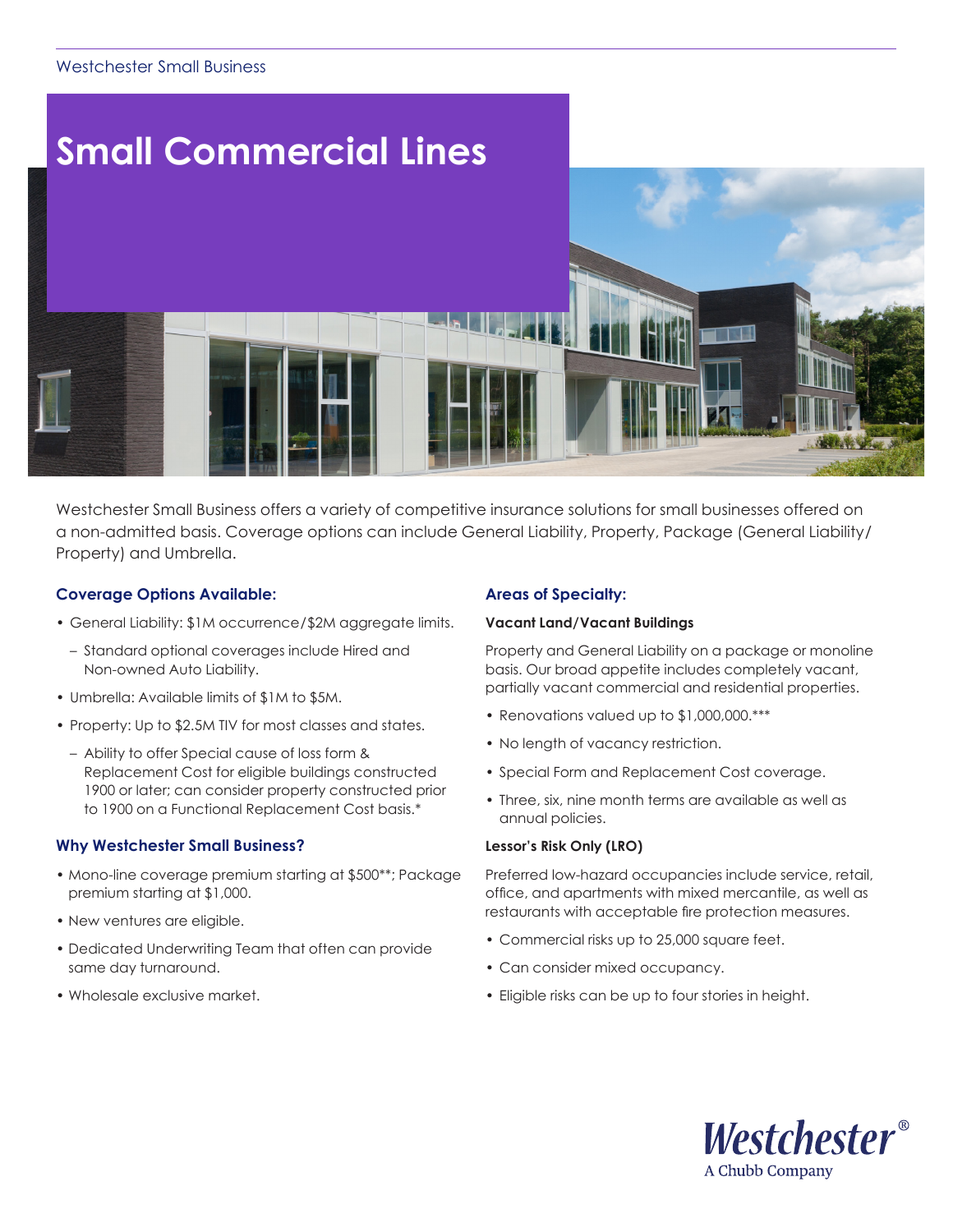Westchester Small Business

# Small Commercial Lines

Westchester Small Business offers a variety of competitive insurance solutions for small businesses offered on a non-admitted basis. Coverage options can include General Liability, Property, Package (General Liability/Property) and Umbrella.

## Coverage Options Available:

- General Liability: $1M occurrence/$2M aggregate limits.
  - Standard optional coverages include Hired and Non-owned Auto Liability.
- Umbrella: Available limits of $1M to $5M.
- Property: Up to $2.5M TIV for most classes and states.
  - Ability to offer Special cause of loss form & Replacement Cost for eligible buildings constructed 1900 or later; can consider property constructed prior to 1900 on a Functional Replacement Cost basis.*

## Why Westchester Small Business?

- Mono-line coverage premium starting at $500**; Package premium starting at $1,000.
- New ventures are eligible.
- Dedicated Underwriting Team that often can provide same day turnaround.
- Wholesale exclusive market.

## Areas of Specialty:

### Vacant Land/Vacant Buildings

Property and General Liability on a package or monoline basis. Our broad appetite includes completely vacant, partially vacant commercial and residential properties.

- Renovations valued up to $1,000,000.***
- No length of vacancy restriction.
- Special Form and Replacement Cost coverage.
- Three, six, nine month terms are available as well as annual policies.

### Lessor's Risk Only (LRO)

Preferred low-hazard occupancies include service, retail, office, and apartments with mixed mercantile, as well as restaurants with acceptable fire protection measures.

- Commercial risks up to 25,000 square feet.
- Can consider mixed occupancy.
- Eligible risks can be up to four stories in height.

Westchester®
A Chubb Company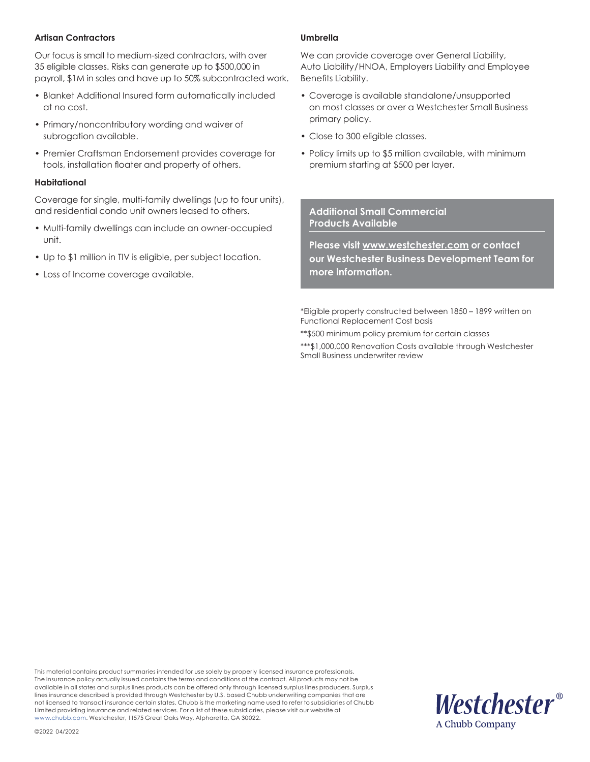### Artisan Contractors

Our focus is small to medium-sized contractors, with over 35 eligible classes. Risks can generate up to $500,000 in payroll, $1M in sales and have up to 50% subcontracted work.

- Blanket Additional Insured form automatically included at no cost.
- Primary/noncontributory wording and waiver of subrogation available.
- Premier Craftsman Endorsement provides coverage for tools, installation floater and property of others.

### Habitational

Coverage for single, multi-family dwellings (up to four units), and residential condo unit owners leased to others.

- Multi-family dwellings can include an owner-occupied unit.
- Up to $1 million in TIV is eligible, per subject location.
- Loss of Income coverage available.

### Umbrella

We can provide coverage over General Liability, Auto Liability/HNOA, Employers Liability and Employee Benefits Liability.

- Coverage is available standalone/unsupported on most classes or over a Westchester Small Business primary policy.
- Close to 300 eligible classes.
- Policy limits up to $5 million available, with minimum premium starting at $500 per layer.

**Additional Small Commercial Products Available**

**Please visit www.westchester.com or contact our Westchester Business Development Team for more information.**

*Eligible property constructed between 1850 – 1899 written on Functional Replacement Cost basis

**$500 minimum policy premium for certain classes

***$1,000,000 Renovation Costs available through Westchester Small Business underwriter review

This material contains product summaries intended for use solely by properly licensed insurance professionals. The insurance policy actually issued contains the terms and conditions of the contract. All products may not be available in all states and surplus lines products can be offered only through licensed surplus lines producers. Surplus lines insurance described is provided through Westchester by U.S. based Chubb underwriting companies that are not licensed to transact insurance certain states. Chubb is the marketing name used to refer to subsidiaries of Chubb Limited providing insurance and related services. For a list of these subsidiaries, please visit our website at www.chubb.com. Westchester, 11575 Great Oaks Way, Alpharetta, GA 30022.

©2022 04/2022

Westchester®
A Chubb Company